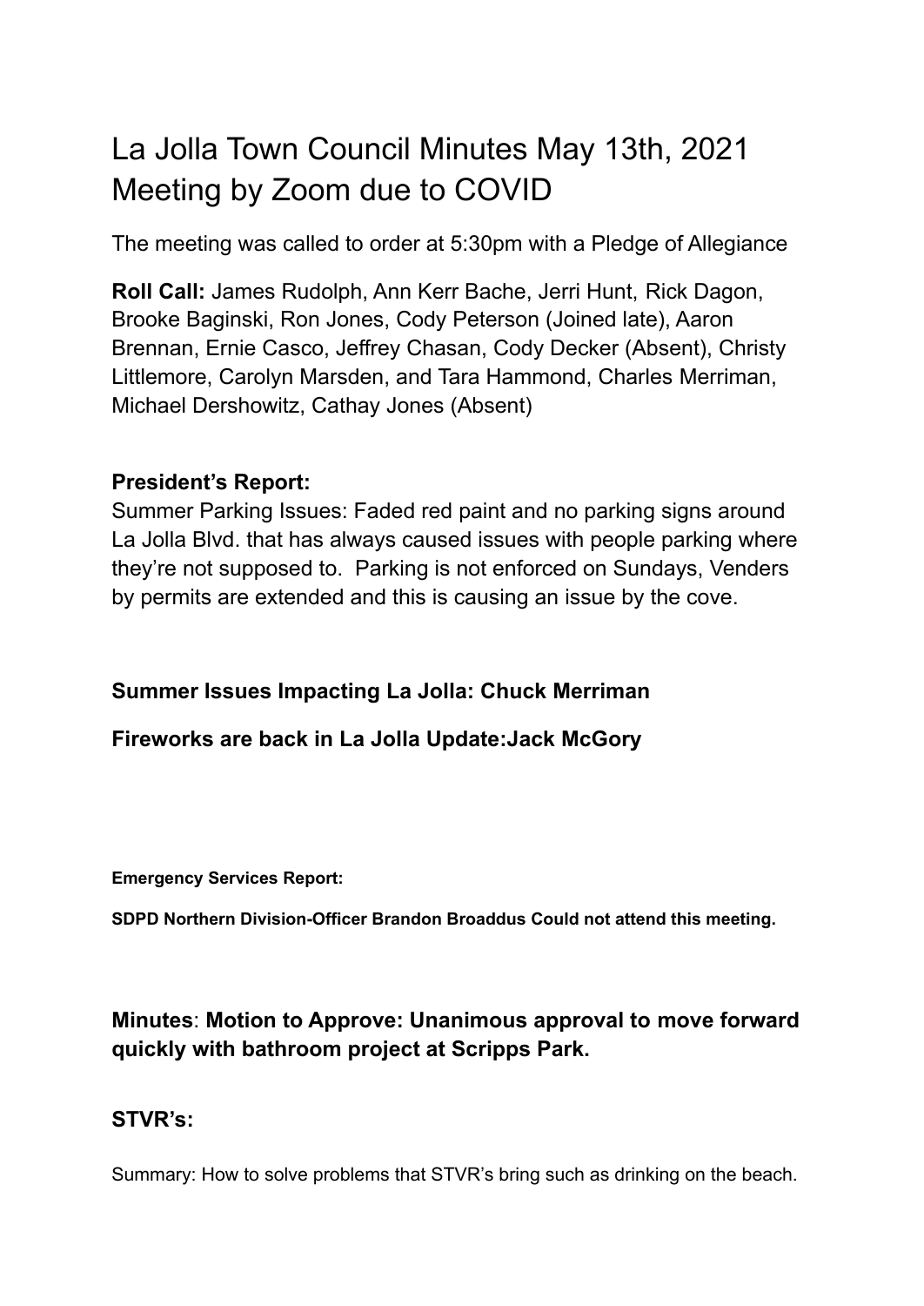# La Jolla Town Council Minutes May 13th, 2021 Meeting by Zoom due to COVID

The meeting was called to order at 5:30pm with a Pledge of Allegiance

**Roll Call:** James Rudolph, Ann Kerr Bache, Jerri Hunt, Rick Dagon, Brooke Baginski, Ron Jones, Cody Peterson (Joined late), Aaron Brennan, Ernie Casco, Jeffrey Chasan, Cody Decker (Absent), Christy Littlemore, Carolyn Marsden, and Tara Hammond, Charles Merriman, Michael Dershowitz, Cathay Jones (Absent)

**President's Report:**
Summer Parking Issues: Faded red paint and no parking signs around La Jolla Blvd. that has always caused issues with people parking where they're not supposed to. Parking is not enforced on Sundays, Venders by permits are extended and this is causing an issue by the cove.

**Summer Issues Impacting La Jolla: Chuck Merriman**

**Fireworks are back in La Jolla Update:Jack McGory**

**Emergency Services Report:**

**SDPD Northern Division-Officer Brandon Broaddus Could not attend this meeting.**

**Minutes**: **Motion to Approve: Unanimous approval to move forward quickly with bathroom project at Scripps Park.**

**STVR's:**

Summary: How to solve problems that STVR's bring such as drinking on the beach.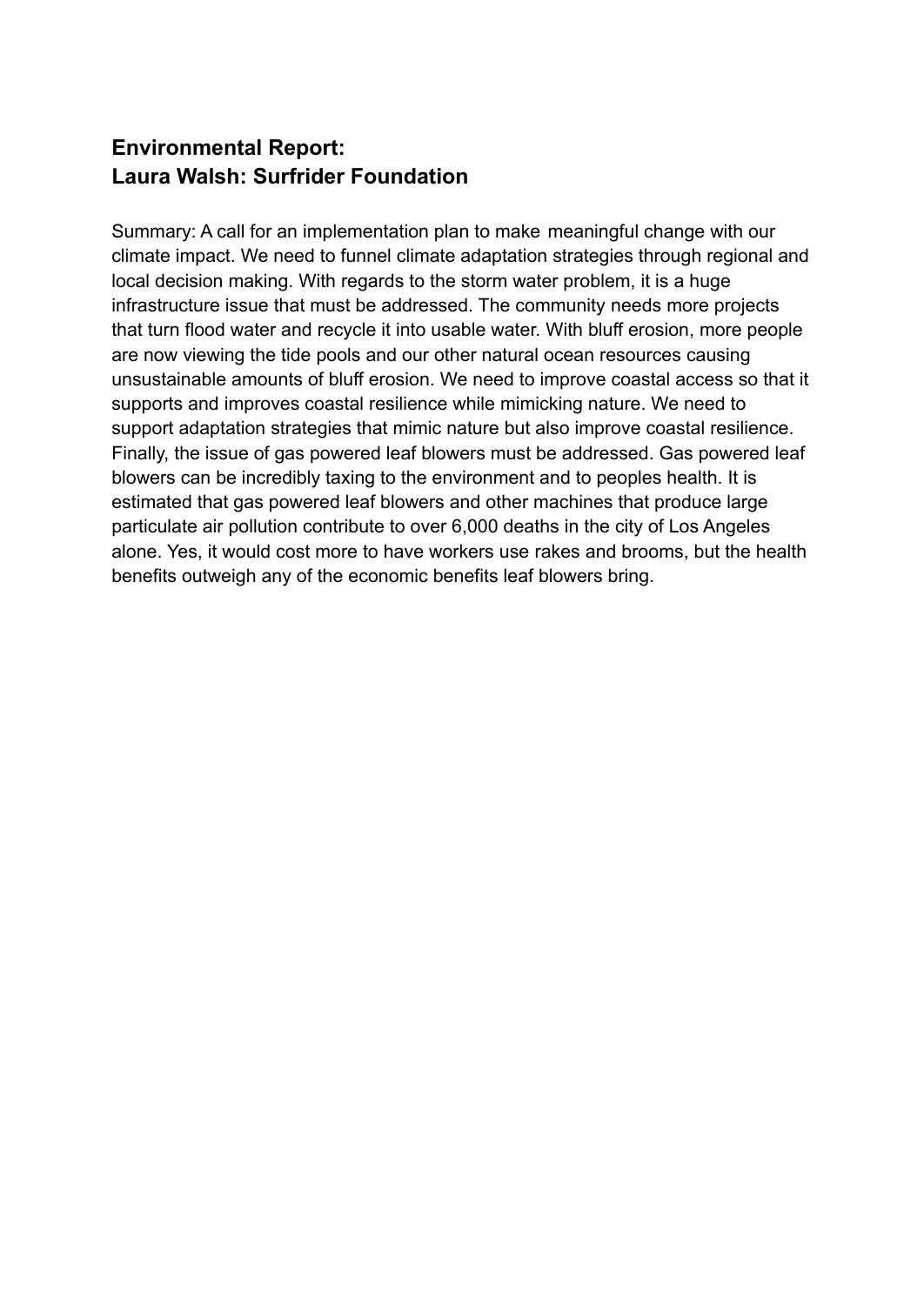**Environmental Report:**
**Laura Walsh: Surfrider Foundation**

Summary: A call for an implementation plan to make meaningful change with our climate impact. We need to funnel climate adaptation strategies through regional and local decision making. With regards to the storm water problem, it is a huge infrastructure issue that must be addressed. The community needs more projects that turn flood water and recycle it into usable water. With bluff erosion, more people are now viewing the tide pools and our other natural ocean resources causing unsustainable amounts of bluff erosion. We need to improve coastal access so that it supports and improves coastal resilience while mimicking nature. We need to support adaptation strategies that mimic nature but also improve coastal resilience. Finally, the issue of gas powered leaf blowers must be addressed. Gas powered leaf blowers can be incredibly taxing to the environment and to peoples health. It is estimated that gas powered leaf blowers and other machines that produce large particulate air pollution contribute to over 6,000 deaths in the city of Los Angeles alone. Yes, it would cost more to have workers use rakes and brooms, but the health benefits outweigh any of the economic benefits leaf blowers bring.